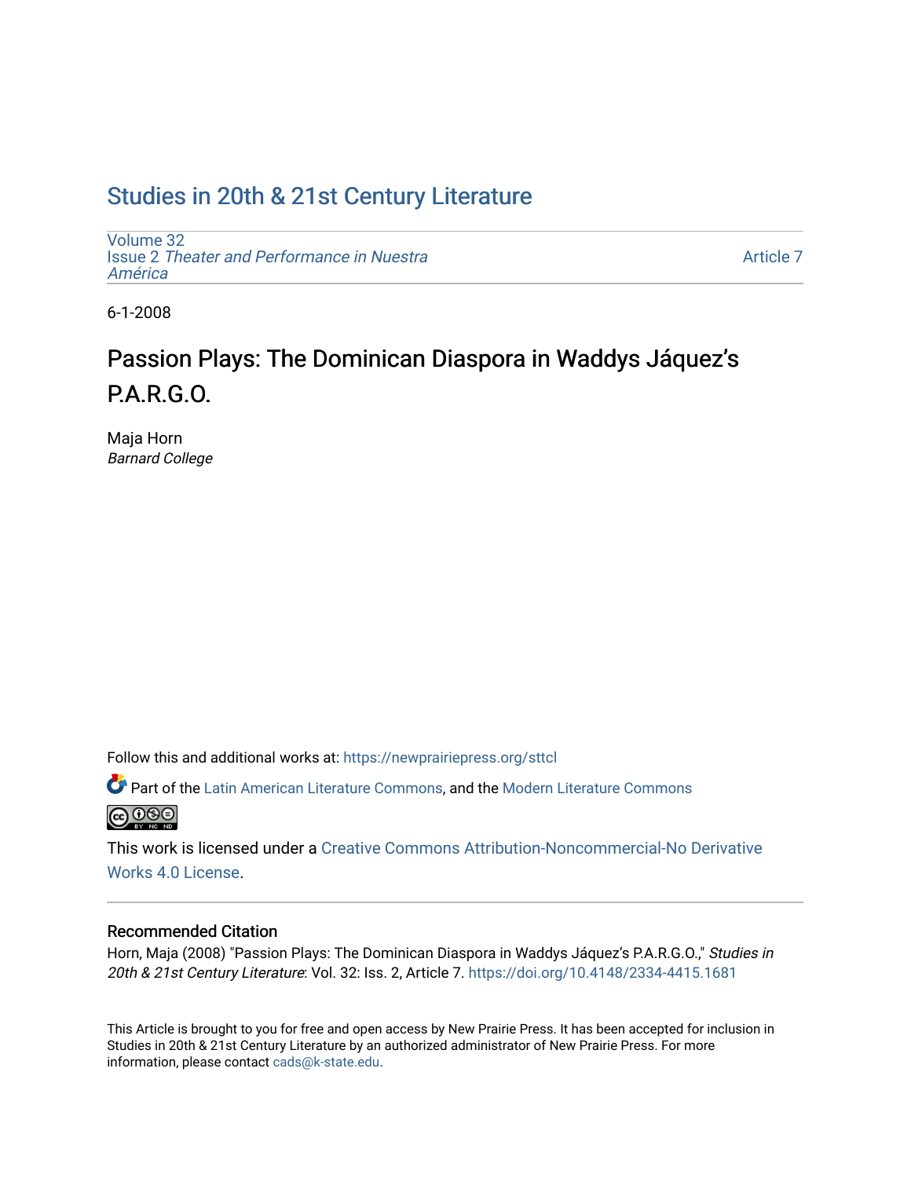# Studies in 20th & 21st Century Literature

Volume 32
Issue 2 *Theater and Performance in Nuestra América*

Article 7

6-1-2008

## Passion Plays: The Dominican Diaspora in Waddys Jáquez's P.A.R.G.O.

Maja Horn
*Barnard College*

Follow this and additional works at: https://newprairiepress.org/sttcl

Part of the Latin American Literature Commons, and the Modern Literature Commons

This work is licensed under a Creative Commons Attribution-Noncommercial-No Derivative Works 4.0 License.

### Recommended Citation

Horn, Maja (2008) "Passion Plays: The Dominican Diaspora in Waddys Jáquez's P.A.R.G.O.," *Studies in 20th & 21st Century Literature*: Vol. 32: Iss. 2, Article 7. https://doi.org/10.4148/2334-4415.1681

This Article is brought to you for free and open access by New Prairie Press. It has been accepted for inclusion in Studies in 20th & 21st Century Literature by an authorized administrator of New Prairie Press. For more information, please contact cads@k-state.edu.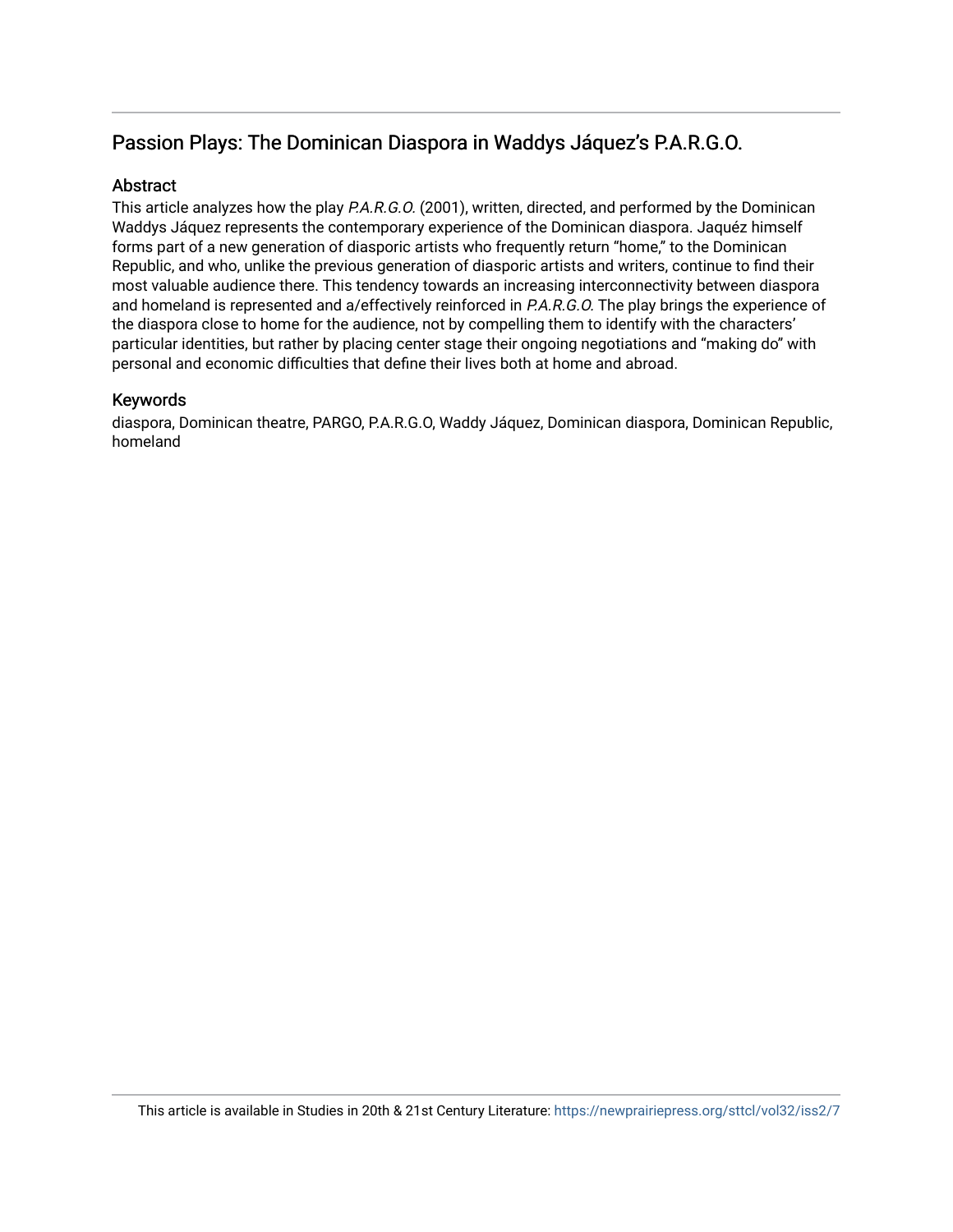## Passion Plays: The Dominican Diaspora in Waddys Jáquez's P.A.R.G.O.

### Abstract

This article analyzes how the play *P.A.R.G.O.* (2001), written, directed, and performed by the Dominican Waddys Jáquez represents the contemporary experience of the Dominican diaspora. Jaquéz himself forms part of a new generation of diasporic artists who frequently return "home," to the Dominican Republic, and who, unlike the previous generation of diasporic artists and writers, continue to find their most valuable audience there. This tendency towards an increasing interconnectivity between diaspora and homeland is represented and a/effectively reinforced in *P.A.R.G.O.* The play brings the experience of the diaspora close to home for the audience, not by compelling them to identify with the characters' particular identities, but rather by placing center stage their ongoing negotiations and "making do" with personal and economic difficulties that define their lives both at home and abroad.

### Keywords

diaspora, Dominican theatre, PARGO, P.A.R.G.O, Waddy Jáquez, Dominican diaspora, Dominican Republic, homeland

This article is available in Studies in 20th & 21st Century Literature: https://newprairiepress.org/sttcl/vol32/iss2/7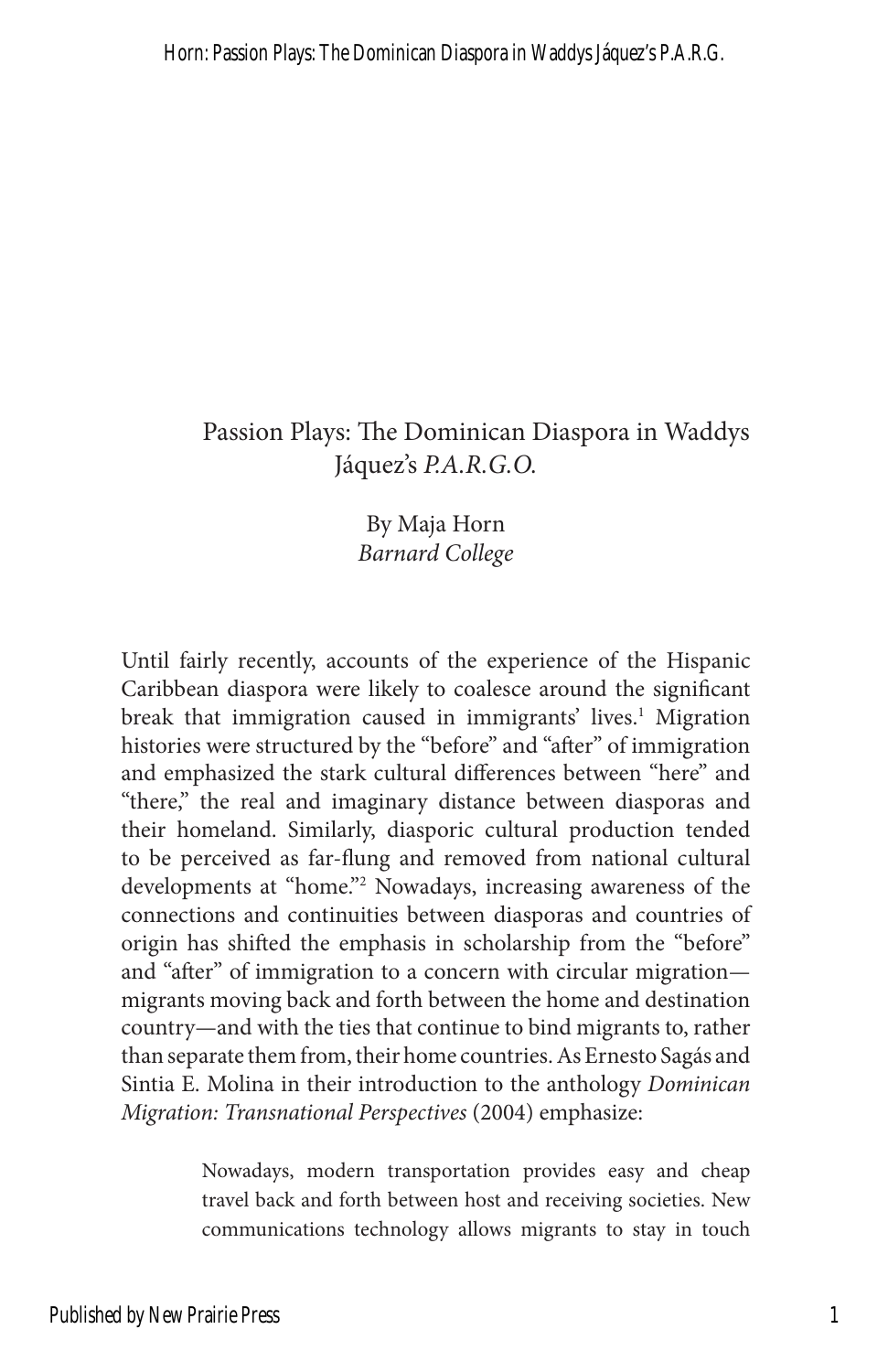# Passion Plays: The Dominican Diaspora in Waddys Jáquez's *P.A.R.G.O.*

By Maja Horn
*Barnard College*

Until fairly recently, accounts of the experience of the Hispanic Caribbean diaspora were likely to coalesce around the significant break that immigration caused in immigrants' lives.[1] Migration histories were structured by the "before" and "after" of immigration and emphasized the stark cultural differences between "here" and "there," the real and imaginary distance between diasporas and their homeland. Similarly, diasporic cultural production tended to be perceived as far-flung and removed from national cultural developments at "home."[2] Nowadays, increasing awareness of the connections and continuities between diasporas and countries of origin has shifted the emphasis in scholarship from the "before" and "after" of immigration to a concern with circular migration—migrants moving back and forth between the home and destination country—and with the ties that continue to bind migrants to, rather than separate them from, their home countries. As Ernesto Sagás and Sintia E. Molina in their introduction to the anthology *Dominican Migration: Transnational Perspectives* (2004) emphasize:

> Nowadays, modern transportation provides easy and cheap travel back and forth between host and receiving societies. New communications technology allows migrants to stay in touch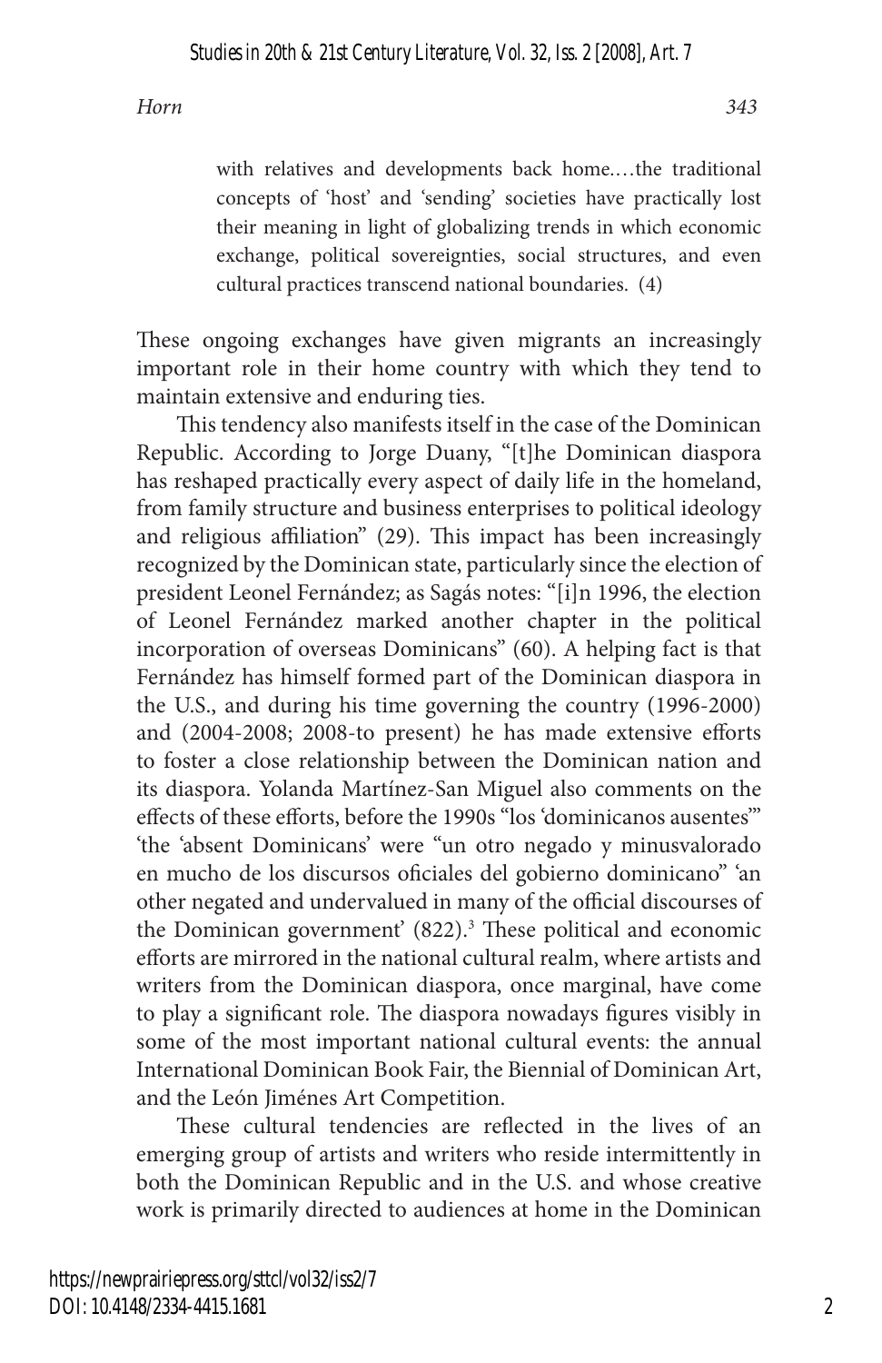> with relatives and developments back home.…the traditional concepts of 'host' and 'sending' societies have practically lost their meaning in light of globalizing trends in which economic exchange, political sovereignties, social structures, and even cultural practices transcend national boundaries. (4)

These ongoing exchanges have given migrants an increasingly important role in their home country with which they tend to maintain extensive and enduring ties.

This tendency also manifests itself in the case of the Dominican Republic. According to Jorge Duany, "[t]he Dominican diaspora has reshaped practically every aspect of daily life in the homeland, from family structure and business enterprises to political ideology and religious affiliation" (29). This impact has been increasingly recognized by the Dominican state, particularly since the election of president Leonel Fernández; as Sagás notes: "[i]n 1996, the election of Leonel Fernández marked another chapter in the political incorporation of overseas Dominicans" (60). A helping fact is that Fernández has himself formed part of the Dominican diaspora in the U.S., and during his time governing the country (1996-2000) and (2004-2008; 2008-to present) he has made extensive efforts to foster a close relationship between the Dominican nation and its diaspora. Yolanda Martínez-San Miguel also comments on the effects of these efforts, before the 1990s "los 'dominicanos ausentes'" 'the 'absent Dominicans' were "un otro negado y minusvalorado en mucho de los discursos oficiales del gobierno dominicano" 'an other negated and undervalued in many of the official discourses of the Dominican government' (822).[3] These political and economic efforts are mirrored in the national cultural realm, where artists and writers from the Dominican diaspora, once marginal, have come to play a significant role. The diaspora nowadays figures visibly in some of the most important national cultural events: the annual International Dominican Book Fair, the Biennial of Dominican Art, and the León Jiménes Art Competition.

These cultural tendencies are reflected in the lives of an emerging group of artists and writers who reside intermittently in both the Dominican Republic and in the U.S. and whose creative work is primarily directed to audiences at home in the Dominican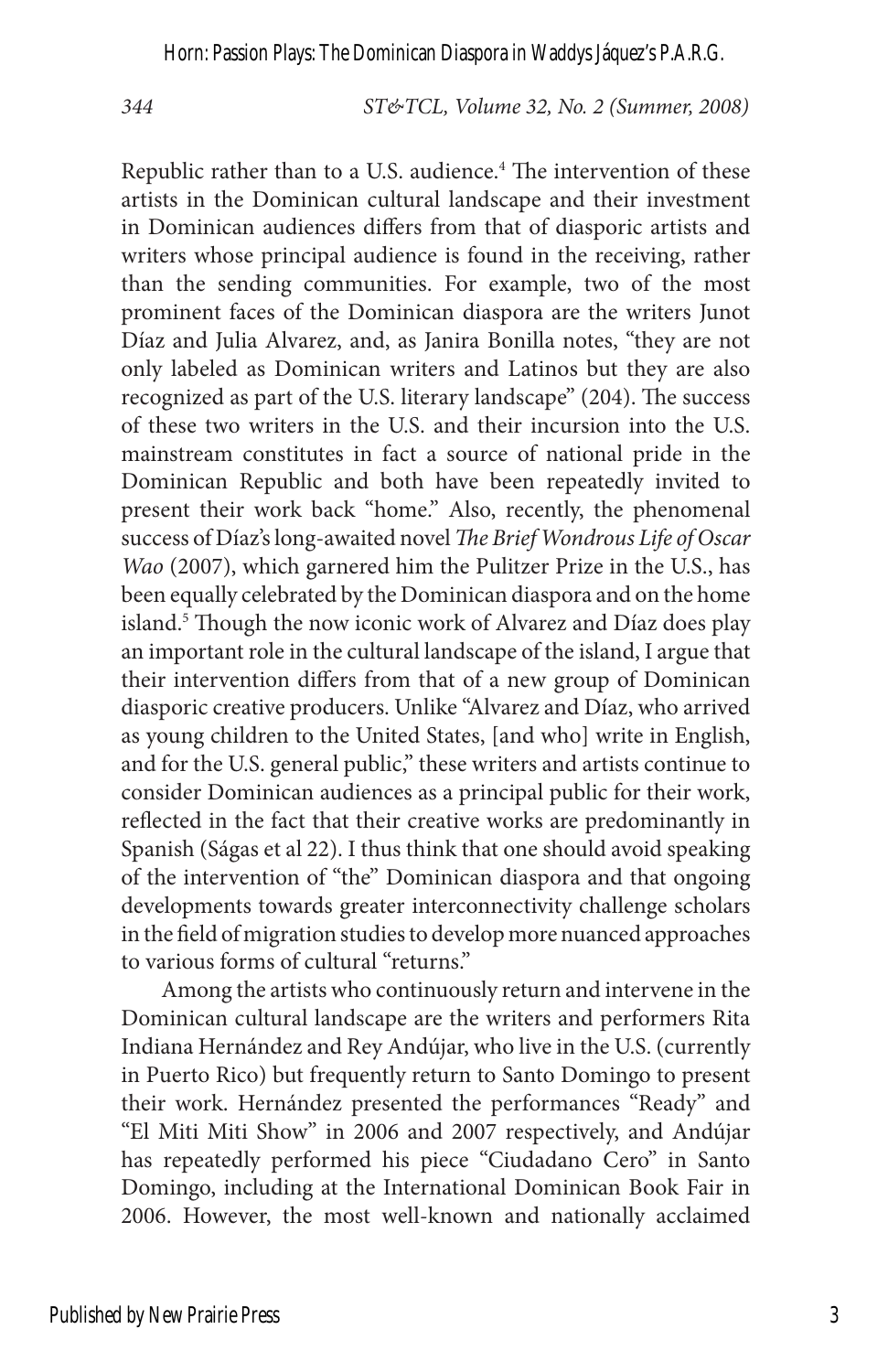Republic rather than to a U.S. audience.[4] The intervention of these artists in the Dominican cultural landscape and their investment in Dominican audiences differs from that of diasporic artists and writers whose principal audience is found in the receiving, rather than the sending communities. For example, two of the most prominent faces of the Dominican diaspora are the writers Junot Díaz and Julia Alvarez, and, as Janira Bonilla notes, "they are not only labeled as Dominican writers and Latinos but they are also recognized as part of the U.S. literary landscape" (204). The success of these two writers in the U.S. and their incursion into the U.S. mainstream constitutes in fact a source of national pride in the Dominican Republic and both have been repeatedly invited to present their work back "home." Also, recently, the phenomenal success of Díaz's long-awaited novel *The Brief Wondrous Life of Oscar Wao* (2007), which garnered him the Pulitzer Prize in the U.S., has been equally celebrated by the Dominican diaspora and on the home island.[5] Though the now iconic work of Alvarez and Díaz does play an important role in the cultural landscape of the island, I argue that their intervention differs from that of a new group of Dominican diasporic creative producers. Unlike "Alvarez and Díaz, who arrived as young children to the United States, [and who] write in English, and for the U.S. general public," these writers and artists continue to consider Dominican audiences as a principal public for their work, reflected in the fact that their creative works are predominantly in Spanish (Ságas et al 22). I thus think that one should avoid speaking of the intervention of "the" Dominican diaspora and that ongoing developments towards greater interconnectivity challenge scholars in the field of migration studies to develop more nuanced approaches to various forms of cultural "returns."

Among the artists who continuously return and intervene in the Dominican cultural landscape are the writers and performers Rita Indiana Hernández and Rey Andújar, who live in the U.S. (currently in Puerto Rico) but frequently return to Santo Domingo to present their work. Hernández presented the performances "Ready" and "El Miti Miti Show" in 2006 and 2007 respectively, and Andújar has repeatedly performed his piece "Ciudadano Cero" in Santo Domingo, including at the International Dominican Book Fair in 2006. However, the most well-known and nationally acclaimed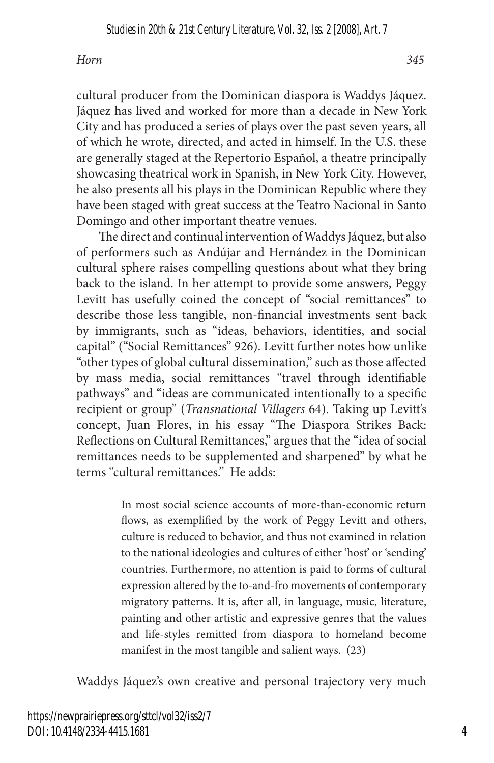cultural producer from the Dominican diaspora is Waddys Jáquez. Jáquez has lived and worked for more than a decade in New York City and has produced a series of plays over the past seven years, all of which he wrote, directed, and acted in himself. In the U.S. these are generally staged at the Repertorio Español, a theatre principally showcasing theatrical work in Spanish, in New York City. However, he also presents all his plays in the Dominican Republic where they have been staged with great success at the Teatro Nacional in Santo Domingo and other important theatre venues.

The direct and continual intervention of Waddys Jáquez, but also of performers such as Andújar and Hernández in the Dominican cultural sphere raises compelling questions about what they bring back to the island. In her attempt to provide some answers, Peggy Levitt has usefully coined the concept of "social remittances" to describe those less tangible, non-financial investments sent back by immigrants, such as "ideas, behaviors, identities, and social capital" ("Social Remittances" 926). Levitt further notes how unlike "other types of global cultural dissemination," such as those affected by mass media, social remittances "travel through identifiable pathways" and "ideas are communicated intentionally to a specific recipient or group" (*Transnational Villagers* 64). Taking up Levitt's concept, Juan Flores, in his essay "The Diaspora Strikes Back: Reflections on Cultural Remittances," argues that the "idea of social remittances needs to be supplemented and sharpened" by what he terms "cultural remittances." He adds:

> In most social science accounts of more-than-economic return flows, as exemplified by the work of Peggy Levitt and others, culture is reduced to behavior, and thus not examined in relation to the national ideologies and cultures of either 'host' or 'sending' countries. Furthermore, no attention is paid to forms of cultural expression altered by the to-and-fro movements of contemporary migratory patterns. It is, after all, in language, music, literature, painting and other artistic and expressive genres that the values and life-styles remitted from diaspora to homeland become manifest in the most tangible and salient ways. (23)

Waddys Jáquez's own creative and personal trajectory very much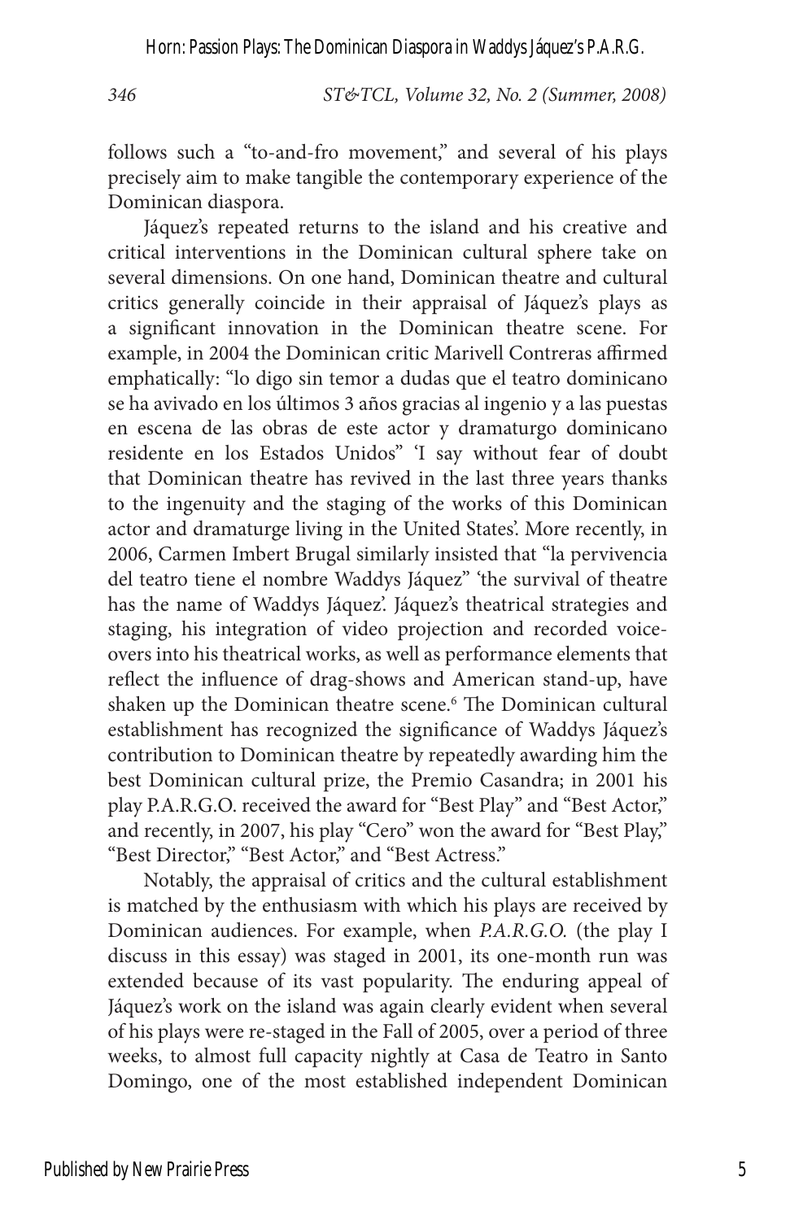follows such a "to-and-fro movement," and several of his plays precisely aim to make tangible the contemporary experience of the Dominican diaspora.

Jáquez's repeated returns to the island and his creative and critical interventions in the Dominican cultural sphere take on several dimensions. On one hand, Dominican theatre and cultural critics generally coincide in their appraisal of Jáquez's plays as a significant innovation in the Dominican theatre scene. For example, in 2004 the Dominican critic Marivell Contreras affirmed emphatically: "lo digo sin temor a dudas que el teatro dominicano se ha avivado en los últimos 3 años gracias al ingenio y a las puestas en escena de las obras de este actor y dramaturgo dominicano residente en los Estados Unidos" 'I say without fear of doubt that Dominican theatre has revived in the last three years thanks to the ingenuity and the staging of the works of this Dominican actor and dramaturge living in the United States'. More recently, in 2006, Carmen Imbert Brugal similarly insisted that "la pervivencia del teatro tiene el nombre Waddys Jáquez" 'the survival of theatre has the name of Waddys Jáquez'. Jáquez's theatrical strategies and staging, his integration of video projection and recorded voice-overs into his theatrical works, as well as performance elements that reflect the influence of drag-shows and American stand-up, have shaken up the Dominican theatre scene.[6] The Dominican cultural establishment has recognized the significance of Waddys Jáquez's contribution to Dominican theatre by repeatedly awarding him the best Dominican cultural prize, the Premio Casandra; in 2001 his play P.A.R.G.O. received the award for "Best Play" and "Best Actor," and recently, in 2007, his play "Cero" won the award for "Best Play," "Best Director," "Best Actor," and "Best Actress."

Notably, the appraisal of critics and the cultural establishment is matched by the enthusiasm with which his plays are received by Dominican audiences. For example, when *P.A.R.G.O.* (the play I discuss in this essay) was staged in 2001, its one-month run was extended because of its vast popularity. The enduring appeal of Jáquez's work on the island was again clearly evident when several of his plays were re-staged in the Fall of 2005, over a period of three weeks, to almost full capacity nightly at Casa de Teatro in Santo Domingo, one of the most established independent Dominican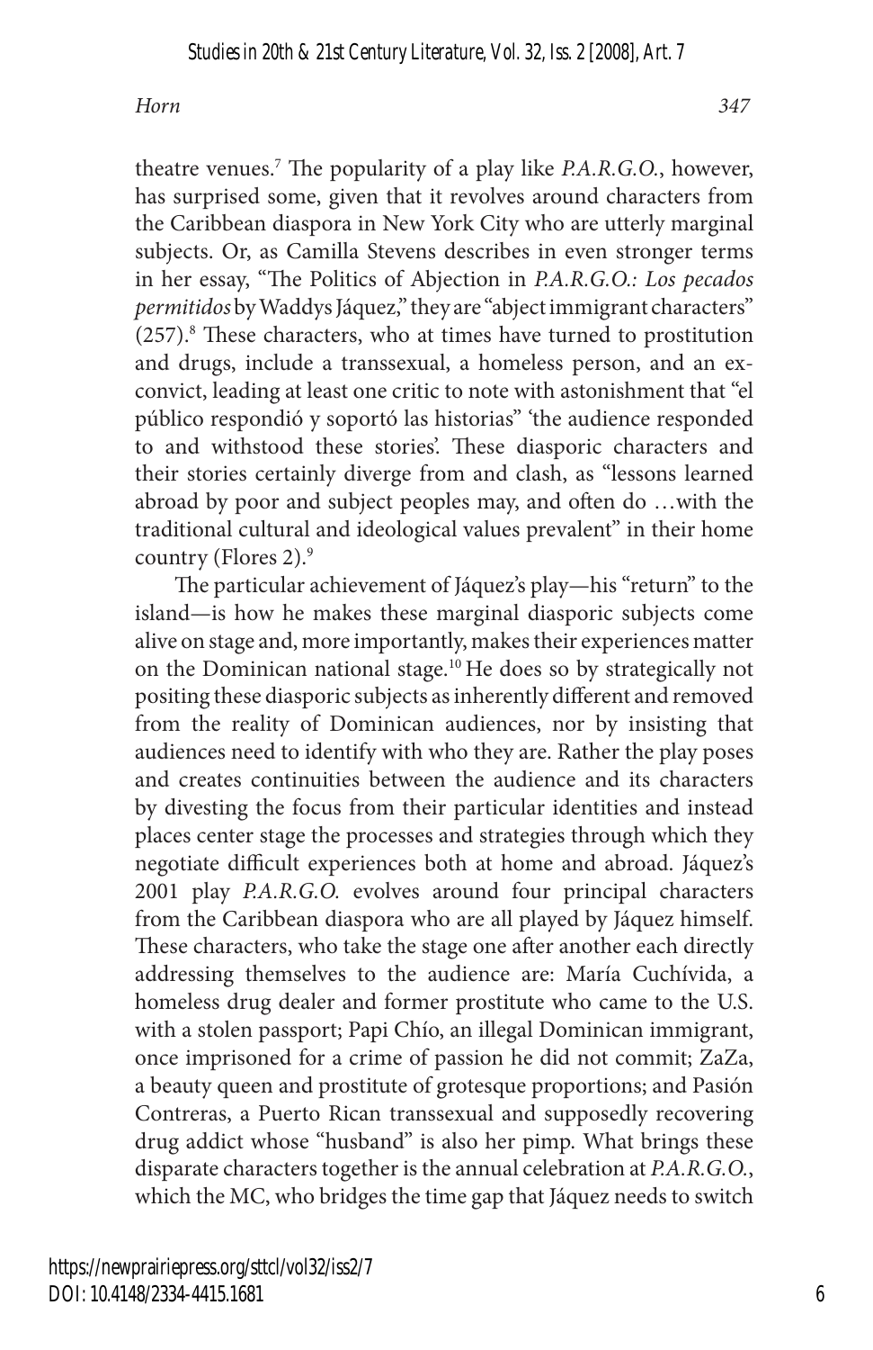theatre venues.[7] The popularity of a play like *P.A.R.G.O.*, however, has surprised some, given that it revolves around characters from the Caribbean diaspora in New York City who are utterly marginal subjects. Or, as Camilla Stevens describes in even stronger terms in her essay, "The Politics of Abjection in *P.A.R.G.O.: Los pecados permitidos* by Waddys Jáquez," they are "abject immigrant characters" (257).[8] These characters, who at times have turned to prostitution and drugs, include a transsexual, a homeless person, and an ex-convict, leading at least one critic to note with astonishment that "el público respondió y soportó las historias" 'the audience responded to and withstood these stories'. These diasporic characters and their stories certainly diverge from and clash, as "lessons learned abroad by poor and subject peoples may, and often do …with the traditional cultural and ideological values prevalent" in their home country (Flores 2).[9]

The particular achievement of Jáquez's play—his "return" to the island—is how he makes these marginal diasporic subjects come alive on stage and, more importantly, makes their experiences matter on the Dominican national stage.[10] He does so by strategically not positing these diasporic subjects as inherently different and removed from the reality of Dominican audiences, nor by insisting that audiences need to identify with who they are. Rather the play poses and creates continuities between the audience and its characters by divesting the focus from their particular identities and instead places center stage the processes and strategies through which they negotiate difficult experiences both at home and abroad. Jáquez's 2001 play *P.A.R.G.O.* evolves around four principal characters from the Caribbean diaspora who are all played by Jáquez himself. These characters, who take the stage one after another each directly addressing themselves to the audience are: María Cuchívida, a homeless drug dealer and former prostitute who came to the U.S. with a stolen passport; Papi Chío, an illegal Dominican immigrant, once imprisoned for a crime of passion he did not commit; ZaZa, a beauty queen and prostitute of grotesque proportions; and Pasión Contreras, a Puerto Rican transsexual and supposedly recovering drug addict whose "husband" is also her pimp. What brings these disparate characters together is the annual celebration at *P.A.R.G.O.*, which the MC, who bridges the time gap that Jáquez needs to switch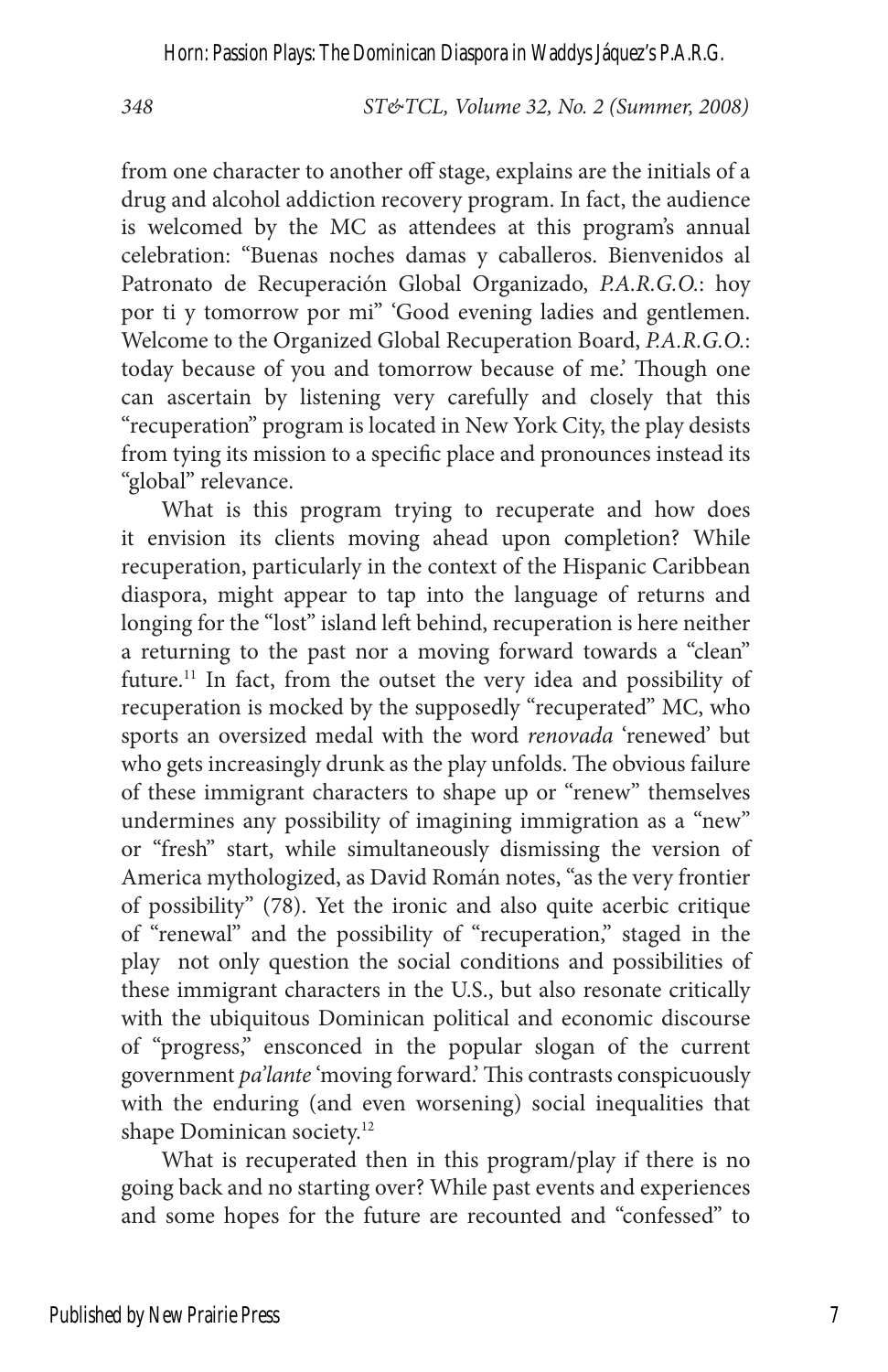from one character to another off stage, explains are the initials of a drug and alcohol addiction recovery program. In fact, the audience is welcomed by the MC as attendees at this program's annual celebration: "Buenas noches damas y caballeros. Bienvenidos al Patronato de Recuperación Global Organizado, *P.A.R.G.O.*: hoy por ti y tomorrow por mi" 'Good evening ladies and gentlemen. Welcome to the Organized Global Recuperation Board, *P.A.R.G.O.*: today because of you and tomorrow because of me.' Though one can ascertain by listening very carefully and closely that this "recuperation" program is located in New York City, the play desists from tying its mission to a specific place and pronounces instead its "global" relevance.

What is this program trying to recuperate and how does it envision its clients moving ahead upon completion? While recuperation, particularly in the context of the Hispanic Caribbean diaspora, might appear to tap into the language of returns and longing for the "lost" island left behind, recuperation is here neither a returning to the past nor a moving forward towards a "clean" future.[11] In fact, from the outset the very idea and possibility of recuperation is mocked by the supposedly "recuperated" MC, who sports an oversized medal with the word *renovada* 'renewed' but who gets increasingly drunk as the play unfolds. The obvious failure of these immigrant characters to shape up or "renew" themselves undermines any possibility of imagining immigration as a "new" or "fresh" start, while simultaneously dismissing the version of America mythologized, as David Román notes, "as the very frontier of possibility" (78). Yet the ironic and also quite acerbic critique of "renewal" and the possibility of "recuperation," staged in the play not only question the social conditions and possibilities of these immigrant characters in the U.S., but also resonate critically with the ubiquitous Dominican political and economic discourse of "progress," ensconced in the popular slogan of the current government *pa'lante* 'moving forward.' This contrasts conspicuously with the enduring (and even worsening) social inequalities that shape Dominican society.[12]

What is recuperated then in this program/play if there is no going back and no starting over? While past events and experiences and some hopes for the future are recounted and "confessed" to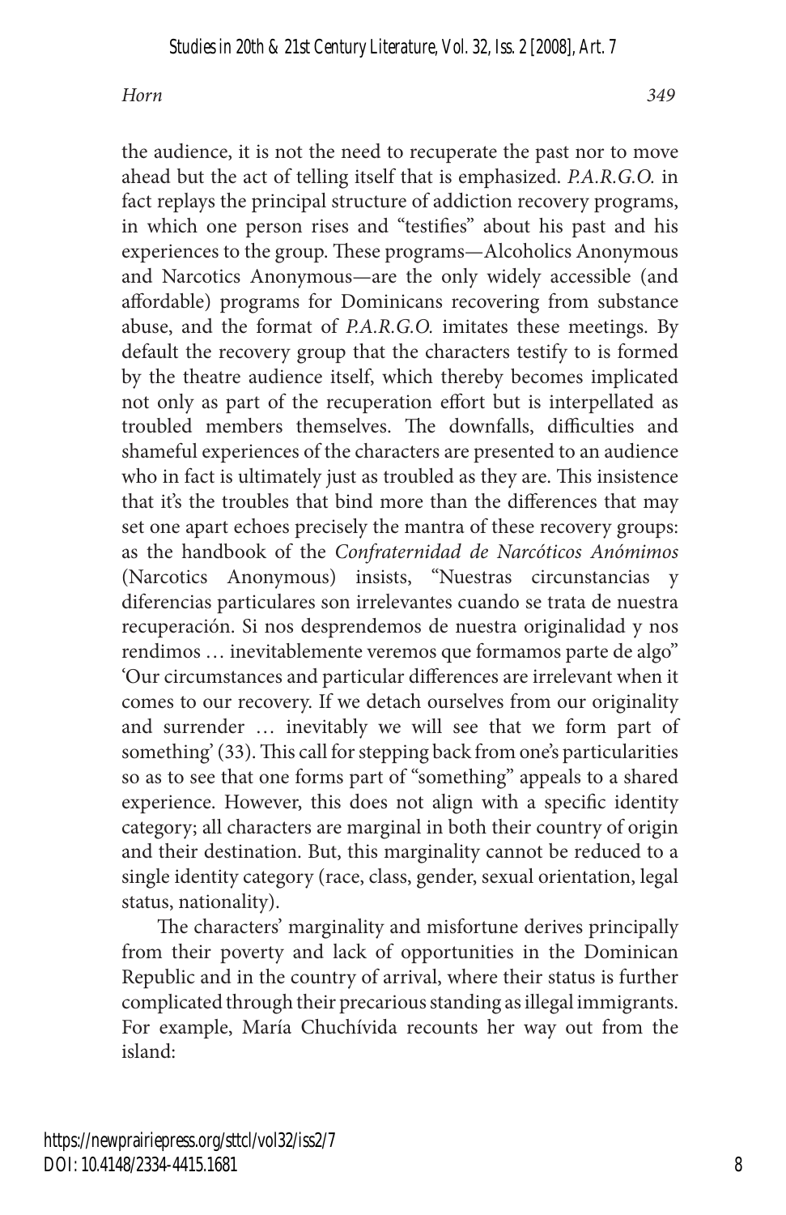the audience, it is not the need to recuperate the past nor to move ahead but the act of telling itself that is emphasized. *P.A.R.G.O.* in fact replays the principal structure of addiction recovery programs, in which one person rises and "testifies" about his past and his experiences to the group. These programs—Alcoholics Anonymous and Narcotics Anonymous—are the only widely accessible (and affordable) programs for Dominicans recovering from substance abuse, and the format of *P.A.R.G.O.* imitates these meetings. By default the recovery group that the characters testify to is formed by the theatre audience itself, which thereby becomes implicated not only as part of the recuperation effort but is interpellated as troubled members themselves. The downfalls, difficulties and shameful experiences of the characters are presented to an audience who in fact is ultimately just as troubled as they are. This insistence that it's the troubles that bind more than the differences that may set one apart echoes precisely the mantra of these recovery groups: as the handbook of the *Confraternidad de Narcóticos Anómimos* (Narcotics Anonymous) insists, "Nuestras circunstancias y diferencias particulares son irrelevantes cuando se trata de nuestra recuperación. Si nos desprendemos de nuestra originalidad y nos rendimos … inevitablemente veremos que formamos parte de algo" 'Our circumstances and particular differences are irrelevant when it comes to our recovery. If we detach ourselves from our originality and surrender … inevitably we will see that we form part of something' (33). This call for stepping back from one's particularities so as to see that one forms part of "something" appeals to a shared experience. However, this does not align with a specific identity category; all characters are marginal in both their country of origin and their destination. But, this marginality cannot be reduced to a single identity category (race, class, gender, sexual orientation, legal status, nationality).

The characters' marginality and misfortune derives principally from their poverty and lack of opportunities in the Dominican Republic and in the country of arrival, where their status is further complicated through their precarious standing as illegal immigrants. For example, María Chuchívida recounts her way out from the island: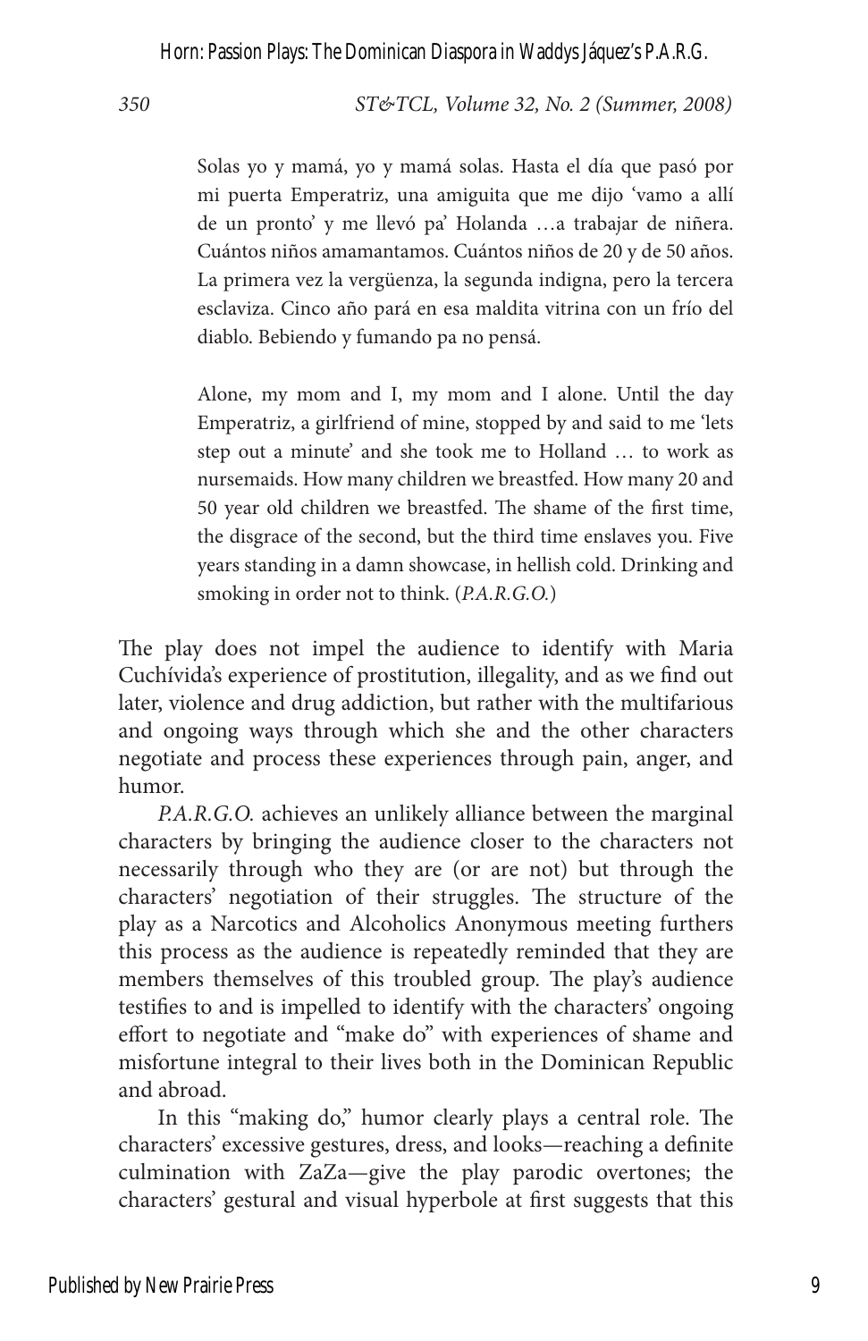> Solas yo y mamá, yo y mamá solas. Hasta el día que pasó por mi puerta Emperatriz, una amiguita que me dijo 'vamo a allí de un pronto' y me llevó pa' Holanda …a trabajar de niñera. Cuántos niños amamantamos. Cuántos niños de 20 y de 50 años. La primera vez la vergüenza, la segunda indigna, pero la tercera esclaviza. Cinco año pará en esa maldita vitrina con un frío del diablo. Bebiendo y fumando pa no pensá.
>
> Alone, my mom and I, my mom and I alone. Until the day Emperatriz, a girlfriend of mine, stopped by and said to me 'lets step out a minute' and she took me to Holland … to work as nursemaids. How many children we breastfed. How many 20 and 50 year old children we breastfed. The shame of the first time, the disgrace of the second, but the third time enslaves you. Five years standing in a damn showcase, in hellish cold. Drinking and smoking in order not to think. (*P.A.R.G.O.*)

The play does not impel the audience to identify with Maria Cuchívida's experience of prostitution, illegality, and as we find out later, violence and drug addiction, but rather with the multifarious and ongoing ways through which she and the other characters negotiate and process these experiences through pain, anger, and humor.

*P.A.R.G.O.* achieves an unlikely alliance between the marginal characters by bringing the audience closer to the characters not necessarily through who they are (or are not) but through the characters' negotiation of their struggles. The structure of the play as a Narcotics and Alcoholics Anonymous meeting furthers this process as the audience is repeatedly reminded that they are members themselves of this troubled group. The play's audience testifies to and is impelled to identify with the characters' ongoing effort to negotiate and "make do" with experiences of shame and misfortune integral to their lives both in the Dominican Republic and abroad.

In this "making do," humor clearly plays a central role. The characters' excessive gestures, dress, and looks—reaching a definite culmination with ZaZa—give the play parodic overtones; the characters' gestural and visual hyperbole at first suggests that this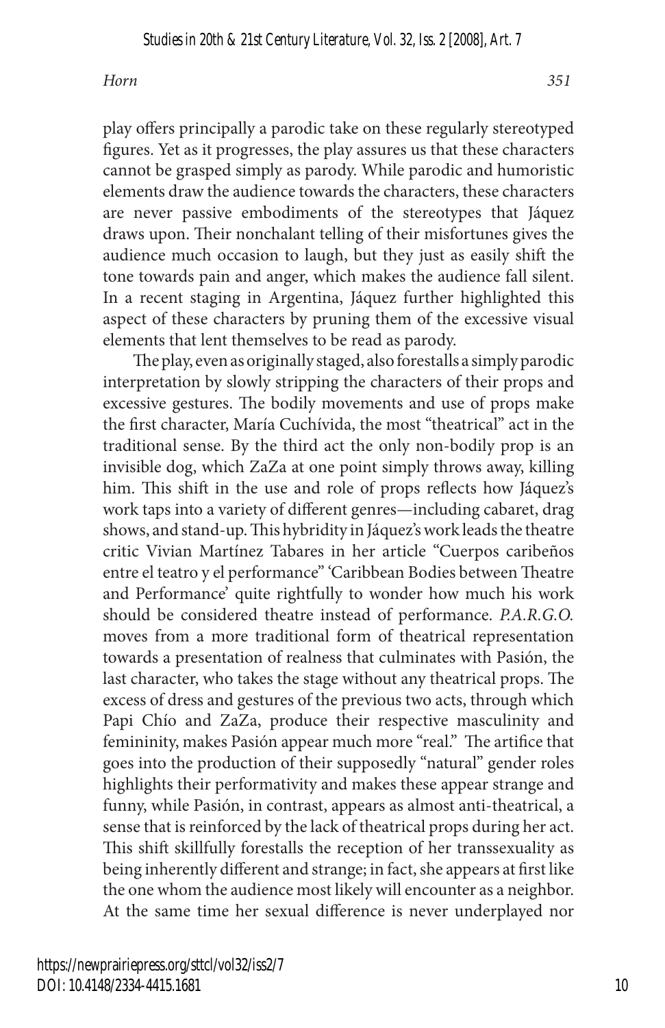play offers principally a parodic take on these regularly stereotyped figures. Yet as it progresses, the play assures us that these characters cannot be grasped simply as parody. While parodic and humoristic elements draw the audience towards the characters, these characters are never passive embodiments of the stereotypes that Jáquez draws upon. Their nonchalant telling of their misfortunes gives the audience much occasion to laugh, but they just as easily shift the tone towards pain and anger, which makes the audience fall silent. In a recent staging in Argentina, Jáquez further highlighted this aspect of these characters by pruning them of the excessive visual elements that lent themselves to be read as parody.

The play, even as originally staged, also forestalls a simply parodic interpretation by slowly stripping the characters of their props and excessive gestures. The bodily movements and use of props make the first character, María Cuchívida, the most "theatrical" act in the traditional sense. By the third act the only non-bodily prop is an invisible dog, which ZaZa at one point simply throws away, killing him. This shift in the use and role of props reflects how Jáquez's work taps into a variety of different genres—including cabaret, drag shows, and stand-up. This hybridity in Jáquez's work leads the theatre critic Vivian Martínez Tabares in her article "Cuerpos caribeños entre el teatro y el performance" 'Caribbean Bodies between Theatre and Performance' quite rightfully to wonder how much his work should be considered theatre instead of performance. *P.A.R.G.O.* moves from a more traditional form of theatrical representation towards a presentation of realness that culminates with Pasión, the last character, who takes the stage without any theatrical props. The excess of dress and gestures of the previous two acts, through which Papi Chío and ZaZa, produce their respective masculinity and femininity, makes Pasión appear much more "real." The artifice that goes into the production of their supposedly "natural" gender roles highlights their performativity and makes these appear strange and funny, while Pasión, in contrast, appears as almost anti-theatrical, a sense that is reinforced by the lack of theatrical props during her act. This shift skillfully forestalls the reception of her transsexuality as being inherently different and strange; in fact, she appears at first like the one whom the audience most likely will encounter as a neighbor. At the same time her sexual difference is never underplayed nor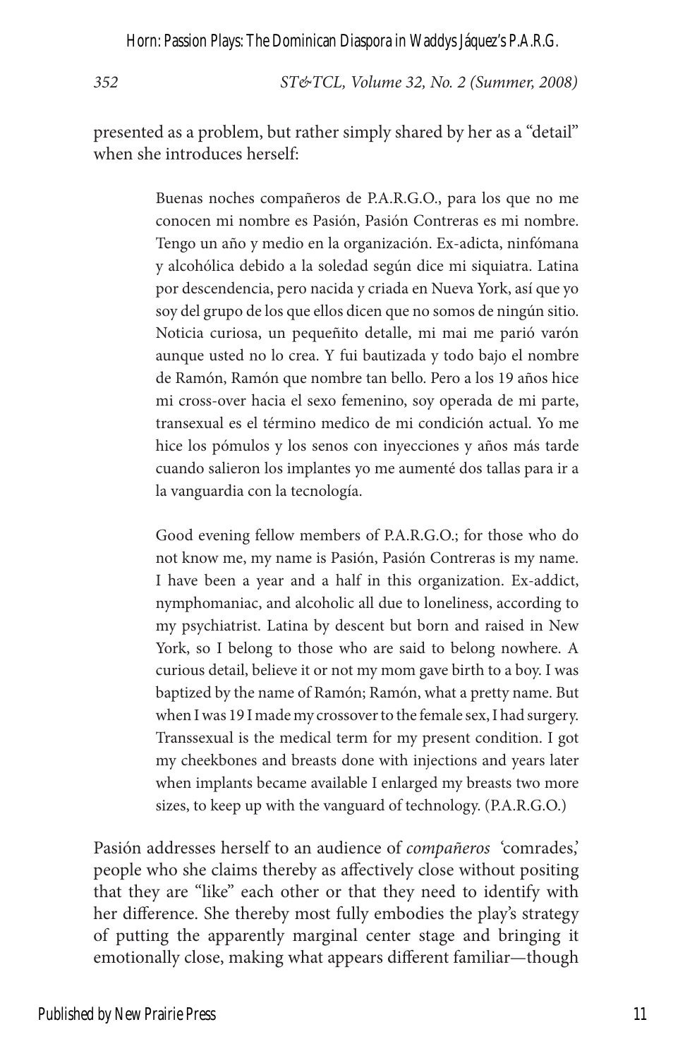presented as a problem, but rather simply shared by her as a "detail" when she introduces herself:

> Buenas noches compañeros de P.A.R.G.O., para los que no me conocen mi nombre es Pasión, Pasión Contreras es mi nombre. Tengo un año y medio en la organización. Ex-adicta, ninfómana y alcohólica debido a la soledad según dice mi siquiatra. Latina por descendencia, pero nacida y criada en Nueva York, así que yo soy del grupo de los que ellos dicen que no somos de ningún sitio. Noticia curiosa, un pequeñito detalle, mi mai me parió varón aunque usted no lo crea. Y fui bautizada y todo bajo el nombre de Ramón, Ramón que nombre tan bello. Pero a los 19 años hice mi cross-over hacia el sexo femenino, soy operada de mi parte, transexual es el término medico de mi condición actual. Yo me hice los pómulos y los senos con inyecciones y años más tarde cuando salieron los implantes yo me aumenté dos tallas para ir a la vanguardia con la tecnología.
>
> Good evening fellow members of P.A.R.G.O.; for those who do not know me, my name is Pasión, Pasión Contreras is my name. I have been a year and a half in this organization. Ex-addict, nymphomaniac, and alcoholic all due to loneliness, according to my psychiatrist. Latina by descent but born and raised in New York, so I belong to those who are said to belong nowhere. A curious detail, believe it or not my mom gave birth to a boy. I was baptized by the name of Ramón; Ramón, what a pretty name. But when I was 19 I made my crossover to the female sex, I had surgery. Transsexual is the medical term for my present condition. I got my cheekbones and breasts done with injections and years later when implants became available I enlarged my breasts two more sizes, to keep up with the vanguard of technology. (P.A.R.G.O.)

Pasión addresses herself to an audience of *compañeros* 'comrades,' people who she claims thereby as affectively close without positing that they are "like" each other or that they need to identify with her difference. She thereby most fully embodies the play's strategy of putting the apparently marginal center stage and bringing it emotionally close, making what appears different familiar—though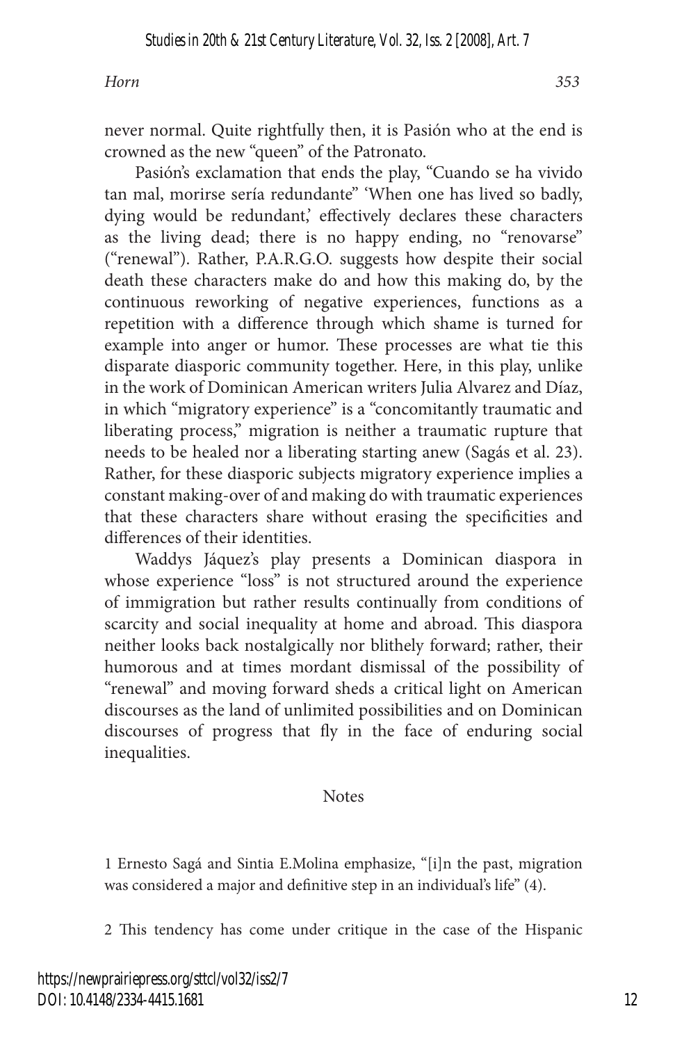never normal. Quite rightfully then, it is Pasión who at the end is crowned as the new "queen" of the Patronato.

Pasión's exclamation that ends the play, "Cuando se ha vivido tan mal, morirse sería redundante" 'When one has lived so badly, dying would be redundant,' effectively declares these characters as the living dead; there is no happy ending, no "renovarse" ("renewal"). Rather, P.A.R.G.O. suggests how despite their social death these characters make do and how this making do, by the continuous reworking of negative experiences, functions as a repetition with a difference through which shame is turned for example into anger or humor. These processes are what tie this disparate diasporic community together. Here, in this play, unlike in the work of Dominican American writers Julia Alvarez and Díaz, in which "migratory experience" is a "concomitantly traumatic and liberating process," migration is neither a traumatic rupture that needs to be healed nor a liberating starting anew (Sagás et al. 23). Rather, for these diasporic subjects migratory experience implies a constant making-over of and making do with traumatic experiences that these characters share without erasing the specificities and differences of their identities.

Waddys Jáquez's play presents a Dominican diaspora in whose experience "loss" is not structured around the experience of immigration but rather results continually from conditions of scarcity and social inequality at home and abroad. This diaspora neither looks back nostalgically nor blithely forward; rather, their humorous and at times mordant dismissal of the possibility of "renewal" and moving forward sheds a critical light on American discourses as the land of unlimited possibilities and on Dominican discourses of progress that fly in the face of enduring social inequalities.

## Notes

1 Ernesto Sagá and Sintia E.Molina emphasize, "[i]n the past, migration was considered a major and definitive step in an individual's life" (4).

2 This tendency has come under critique in the case of the Hispanic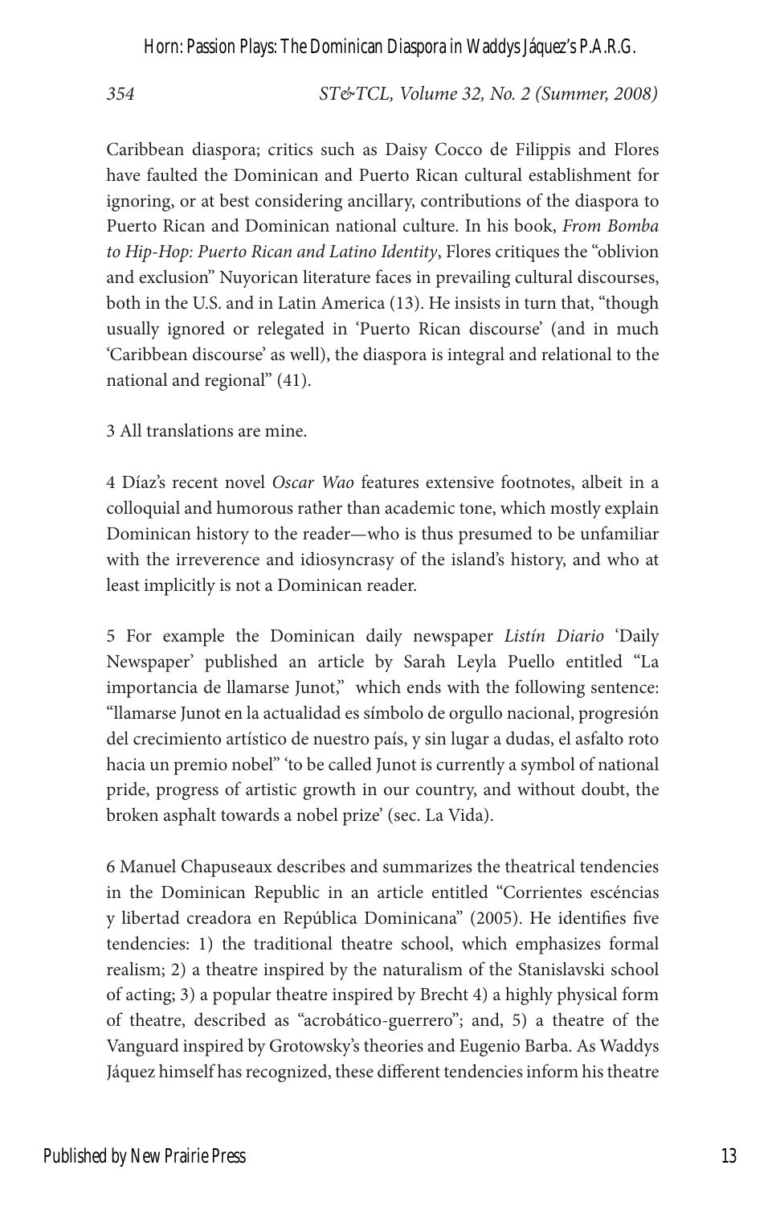Caribbean diaspora; critics such as Daisy Cocco de Filippis and Flores have faulted the Dominican and Puerto Rican cultural establishment for ignoring, or at best considering ancillary, contributions of the diaspora to Puerto Rican and Dominican national culture. In his book, *From Bomba to Hip-Hop: Puerto Rican and Latino Identity*, Flores critiques the "oblivion and exclusion" Nuyorican literature faces in prevailing cultural discourses, both in the U.S. and in Latin America (13). He insists in turn that, "though usually ignored or relegated in 'Puerto Rican discourse' (and in much 'Caribbean discourse' as well), the diaspora is integral and relational to the national and regional" (41).

3 All translations are mine.

4 Díaz's recent novel *Oscar Wao* features extensive footnotes, albeit in a colloquial and humorous rather than academic tone, which mostly explain Dominican history to the reader—who is thus presumed to be unfamiliar with the irreverence and idiosyncrasy of the island's history, and who at least implicitly is not a Dominican reader.

5 For example the Dominican daily newspaper *Listín Diario* 'Daily Newspaper' published an article by Sarah Leyla Puello entitled "La importancia de llamarse Junot," which ends with the following sentence: "llamarse Junot en la actualidad es símbolo de orgullo nacional, progresión del crecimiento artístico de nuestro país, y sin lugar a dudas, el asfalto roto hacia un premio nobel" 'to be called Junot is currently a symbol of national pride, progress of artistic growth in our country, and without doubt, the broken asphalt towards a nobel prize' (sec. La Vida).

6 Manuel Chapuseaux describes and summarizes the theatrical tendencies in the Dominican Republic in an article entitled "Corrientes escéncias y libertad creadora en República Dominicana" (2005). He identifies five tendencies: 1) the traditional theatre school, which emphasizes formal realism; 2) a theatre inspired by the naturalism of the Stanislavski school of acting; 3) a popular theatre inspired by Brecht 4) a highly physical form of theatre, described as "acrobático-guerrero"; and, 5) a theatre of the Vanguard inspired by Grotowsky's theories and Eugenio Barba. As Waddys Jáquez himself has recognized, these different tendencies inform his theatre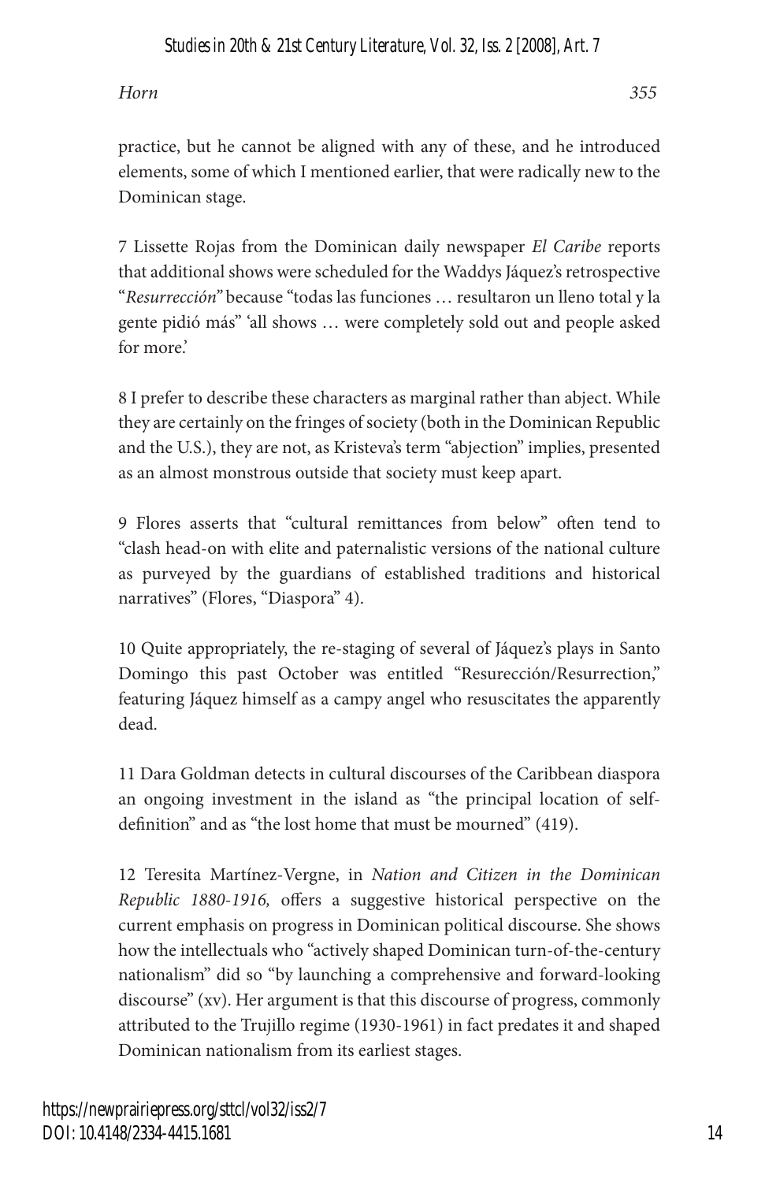practice, but he cannot be aligned with any of these, and he introduced elements, some of which I mentioned earlier, that were radically new to the Dominican stage.

7 Lissette Rojas from the Dominican daily newspaper *El Caribe* reports that additional shows were scheduled for the Waddys Jáquez's retrospective "*Resurrección"* because "todas las funciones … resultaron un lleno total y la gente pidió más" 'all shows … were completely sold out and people asked for more.'

8 I prefer to describe these characters as marginal rather than abject. While they are certainly on the fringes of society (both in the Dominican Republic and the U.S.), they are not, as Kristeva's term "abjection" implies, presented as an almost monstrous outside that society must keep apart.

9 Flores asserts that "cultural remittances from below" often tend to "clash head-on with elite and paternalistic versions of the national culture as purveyed by the guardians of established traditions and historical narratives" (Flores, "Diaspora" 4).

10 Quite appropriately, the re-staging of several of Jáquez's plays in Santo Domingo this past October was entitled "Resurección/Resurrection," featuring Jáquez himself as a campy angel who resuscitates the apparently dead.

11 Dara Goldman detects in cultural discourses of the Caribbean diaspora an ongoing investment in the island as "the principal location of self-definition" and as "the lost home that must be mourned" (419).

12 Teresita Martínez-Vergne, in *Nation and Citizen in the Dominican Republic 1880-1916,* offers a suggestive historical perspective on the current emphasis on progress in Dominican political discourse. She shows how the intellectuals who "actively shaped Dominican turn-of-the-century nationalism" did so "by launching a comprehensive and forward-looking discourse" (xv). Her argument is that this discourse of progress, commonly attributed to the Trujillo regime (1930-1961) in fact predates it and shaped Dominican nationalism from its earliest stages.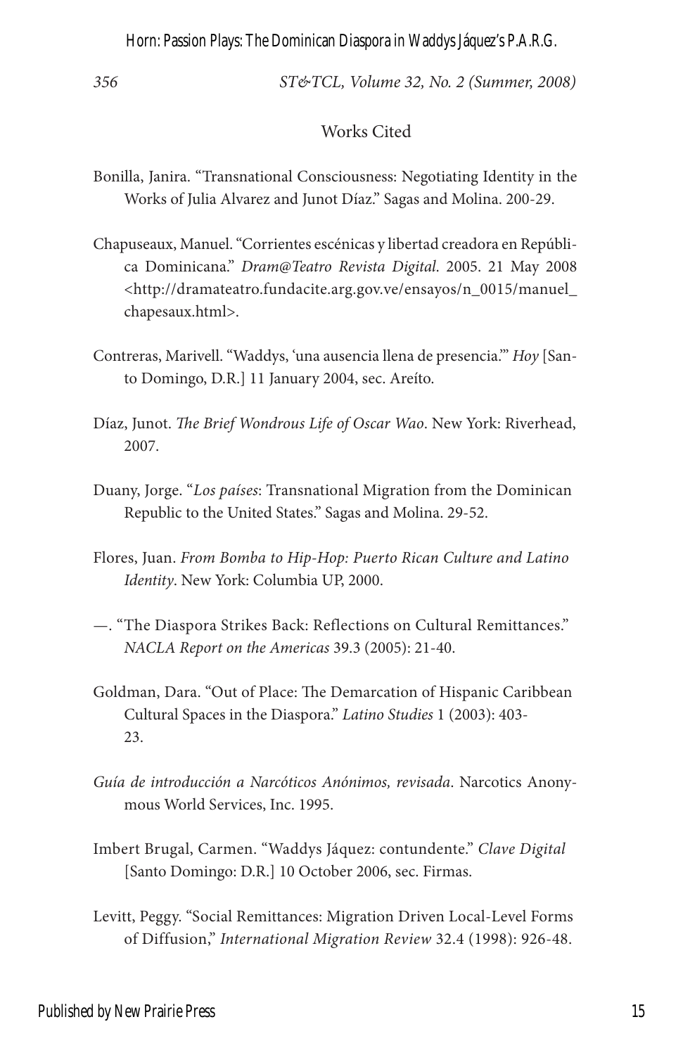## Works Cited

Bonilla, Janira. "Transnational Consciousness: Negotiating Identity in the Works of Julia Alvarez and Junot Díaz." Sagas and Molina. 200-29.

Chapuseaux, Manuel. "Corrientes escénicas y libertad creadora en República Dominicana." *Dram@Teatro Revista Digital*. 2005. 21 May 2008 <http://dramateatro.fundacite.arg.gov.ve/ensayos/n_0015/manuel_chapesaux.html>.

Contreras, Marivell. "Waddys, 'una ausencia llena de presencia.'" *Hoy* [Santo Domingo, D.R.] 11 January 2004, sec. Areíto.

Díaz, Junot. *The Brief Wondrous Life of Oscar Wao*. New York: Riverhead, 2007.

Duany, Jorge. "*Los países*: Transnational Migration from the Dominican Republic to the United States." Sagas and Molina. 29-52.

Flores, Juan. *From Bomba to Hip-Hop: Puerto Rican Culture and Latino Identity*. New York: Columbia UP, 2000.

—. "The Diaspora Strikes Back: Reflections on Cultural Remittances." *NACLA Report on the Americas* 39.3 (2005): 21-40.

Goldman, Dara. "Out of Place: The Demarcation of Hispanic Caribbean Cultural Spaces in the Diaspora." *Latino Studies* 1 (2003): 403-23.

*Guía de introducción a Narcóticos Anónimos, revisada*. Narcotics Anonymous World Services, Inc. 1995.

Imbert Brugal, Carmen. "Waddys Jáquez: contundente." *Clave Digital* [Santo Domingo: D.R.] 10 October 2006, sec. Firmas.

Levitt, Peggy. "Social Remittances: Migration Driven Local-Level Forms of Diffusion," *International Migration Review* 32.4 (1998): 926-48.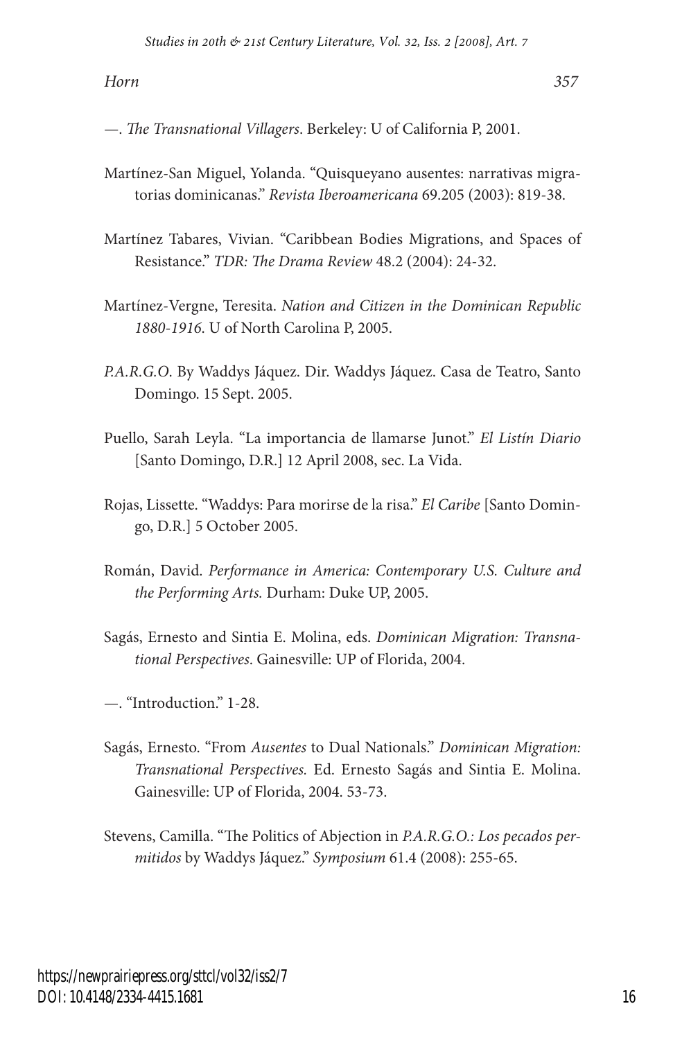—. *The Transnational Villagers*. Berkeley: U of California P, 2001.

Martínez-San Miguel, Yolanda. "Quisqueyano ausentes: narrativas migratorias dominicanas." *Revista Iberoamericana* 69.205 (2003): 819-38.

Martínez Tabares, Vivian. "Caribbean Bodies Migrations, and Spaces of Resistance." *TDR: The Drama Review* 48.2 (2004): 24-32.

Martínez-Vergne, Teresita. *Nation and Citizen in the Dominican Republic 1880-1916*. U of North Carolina P, 2005.

*P.A.R.G.O*. By Waddys Jáquez. Dir. Waddys Jáquez. Casa de Teatro, Santo Domingo. 15 Sept. 2005.

Puello, Sarah Leyla. "La importancia de llamarse Junot." *El Listín Diario* [Santo Domingo, D.R.] 12 April 2008, sec. La Vida.

Rojas, Lissette. "Waddys: Para morirse de la risa." *El Caribe* [Santo Domingo, D.R.] 5 October 2005.

Román, David. *Performance in America: Contemporary U.S. Culture and the Performing Arts.* Durham: Duke UP, 2005.

Sagás, Ernesto and Sintia E. Molina, eds. *Dominican Migration: Transnational Perspectives*. Gainesville: UP of Florida, 2004.

—. "Introduction." 1-28.

Sagás, Ernesto. "From *Ausentes* to Dual Nationals." *Dominican Migration: Transnational Perspectives.* Ed. Ernesto Sagás and Sintia E. Molina. Gainesville: UP of Florida, 2004. 53-73.

Stevens, Camilla. "The Politics of Abjection in *P.A.R.G.O.: Los pecados permitidos* by Waddys Jáquez." *Symposium* 61.4 (2008): 255-65.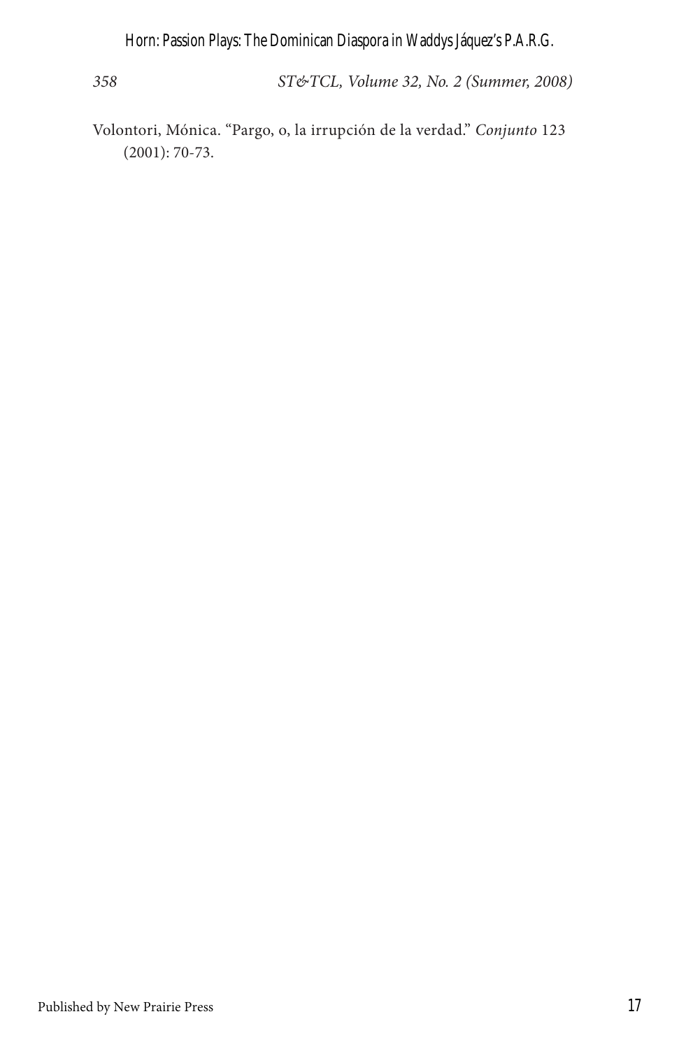Volontori, Mónica. "Pargo, o, la irrupción de la verdad." *Conjunto* 123 (2001): 70-73.